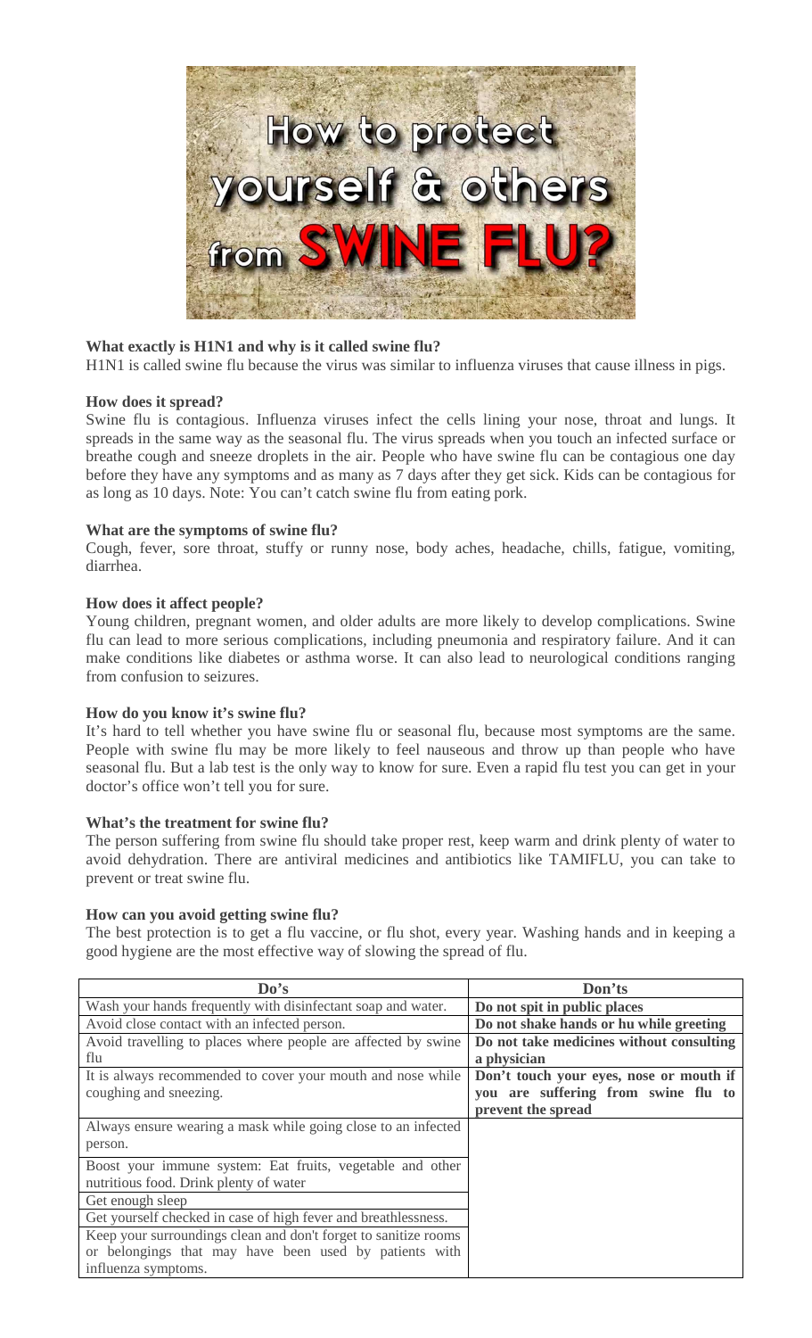# How to protect yourself & others from SWINE FLU?

**What exactly is H1N1 and why is it called swine flu?**

H1N1 is called swine flu because the virus was similar to influenza viruses that cause illness in pigs.

**How does it spread?**

Swine flu is contagious. Influenza viruses infect the cells lining your nose, throat and lungs. It spreads in the same way as the seasonal flu. The virus spreads when you touch an infected surface or breathe cough and sneeze droplets in the air. People who have swine flu can be contagious one day before they have any symptoms and as many as 7 days after they get sick. Kids can be contagious for as long as 10 days. Note: You can't catch swine flu from eating pork.

**What are the symptoms of swine flu?**

Cough, fever, sore throat, stuffy or runny nose, body aches, headache, chills, fatigue, vomiting, diarrhea.

**How does it affect people?**

Young children, pregnant women, and older adults are more likely to develop complications. Swine flu can lead to more serious complications, including pneumonia and respiratory failure. And it can make conditions like diabetes or asthma worse. It can also lead to neurological conditions ranging from confusion to seizures.

**How do you know it's swine flu?**

It's hard to tell whether you have swine flu or seasonal flu, because most symptoms are the same. People with swine flu may be more likely to feel nauseous and throw up than people who have seasonal flu. But a lab test is the only way to know for sure. Even a rapid flu test you can get in your doctor's office won't tell you for sure.

**What's the treatment for swine flu?**

The person suffering from swine flu should take proper rest, keep warm and drink plenty of water to avoid dehydration. There are antiviral medicines and antibiotics like TAMIFLU, you can take to prevent or treat swine flu.

**How can you avoid getting swine flu?**

The best protection is to get a flu vaccine, or flu shot, every year. Washing hands and in keeping a good hygiene are the most effective way of slowing the spread of flu.

| Do's | Don'ts |
|---|---|
| Wash your hands frequently with disinfectant soap and water. | **Do not spit in public places** |
| Avoid close contact with an infected person. | **Do not shake hands or hu while greeting** |
| Avoid travelling to places where people are affected by swine flu | **Do not take medicines without consulting a physician** |
| It is always recommended to cover your mouth and nose while coughing and sneezing. | **Don't touch your eyes, nose or mouth if you are suffering from swine flu to prevent the spread** |
| Always ensure wearing a mask while going close to an infected person. | |
| Boost your immune system: Eat fruits, vegetable and other nutritious food. Drink plenty of water | |
| Get enough sleep | |
| Get yourself checked in case of high fever and breathlessness. | |
| Keep your surroundings clean and don't forget to sanitize rooms or belongings that may have been used by patients with influenza symptoms. | |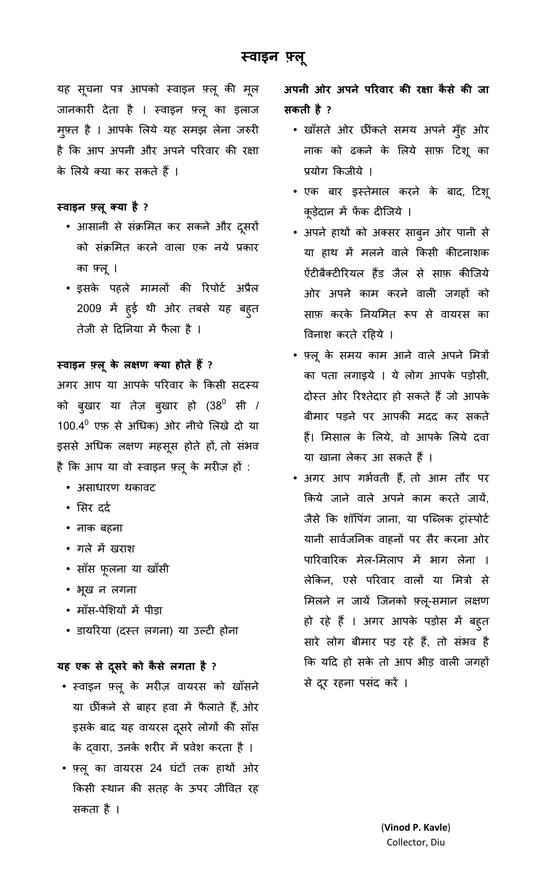# स्वाइन फ़्लू

यह सूचना पत्र आपको स्वाइन फ़्लू की मूल जानकारी देता है । स्वाइन फ़्लू का इलाज मुफ़्त है । आपके लिये यह समझ लेना जरुरी है कि आप अपनी और अपने परिवार की रक्षा के लिये क्या कर सकते हैं ।

**स्वाइन फ़्लू क्या है ?**

- आसानी से संक्रमित कर सकने और दूसरों को संक्रमित करने वाला एक नये प्रकार का फ़्लू ।
- इसके पहले मामलों की रिपोर्ट अप्रैल 2009 में हुई थी ओर तबसे यह बहुत तेजी से दिनिया में फैला है ।

**स्वाइन फ़्लू के लक्षण क्या होते हैं ?**

अगर आप या आपके परिवार के किसी सदस्य को बुखार या तेज़ बुखार हो ($38^0$ सी / $100.4^0$ एफ़ से अधिक) ओर नीचे लिखे दो या इससे अधिक लक्षण महसूस होते हों, तो संभव है कि आप या वो स्वाइन फ़्लू के मरीज़ हों :

- असाधारण थकावट
- सिर दर्द
- नाक बहना
- गले में खराश
- साँस फूलना या खाँसी
- भूख न लगना
- माँस-पेशियों में पीड़ा
- डायरिया (दस्त लगना) या उल्टी होना

**यह एक से दूसरे को कैसे लगता है ?**

- स्वाइन फ़्लू के मरीज़ वायरस को खाँसने या छींकने से बाहर हवा में फैलाते हैं, ओर इसके बाद यह वायरस दूसरे लोगों की साँस के दवारा, उनके शरीर में प्रवेश करता है ।
- फ़्लू का वायरस 24 घंटों तक हाथों ओर किसी स्थान की सतह के ऊपर जीवित रह सकता है ।

**अपनी ओर अपने परिवार की रक्षा कैसे की जा सकती है ?**

- खाँसते ओर छींकते समय अपने मुँह ओर नाक को ढकने के लिये साफ़ टिशू का प्रयोग किजीये ।
- एक बार इस्तेमाल करने के बाद, टिशू कूड़ेदान में फेंक दीजिये ।
- अपने हाथों को अक्सर साबुन ओर पानी से या हाथ में मलने वाले किसी कीटनाशक ऐंटीबैक्टीरियल हैंड जैल से साफ़ कीजिये ओर अपने काम करने वाली जगहों को साफ़ करके नियमित रूप से वायरस का विनाश करते रहिये ।
- फ़्लू के समय काम आने वाले अपने मित्रों का पता लगाइये । ये लोग आपके पड़ोसी, दोस्त ओर रिश्तेदार हो सकते हैं जो आपके बीमार पड़ने पर आपकी मदद कर सकते हैं। मिसाल के लिये, वो आपके लिये दवा या खाना लेकर आ सकते हैं ।
- अगर आप गर्भवती हैं, तो आम तौर पर किये जाने वाले अपने काम करते जायें, जैसे कि शॉपिंग जाना, या पब्लिक ट्रांस्पोर्ट यानी सार्वजनिक वाहनों पर सैर करना ओर पारिवारिक मेल-मिलाप में भाग लेना । लेकिन, एसे परिवार वालों या मित्रो से मिलने न जायें जिनको फ़्लू-समान लक्षण हो रहे हैं । अगर आपके पड़ोस में बहुत सारे लोग बीमार पड़ रहे हैं, तो संभव है कि यदि हो सके तो आप भीड़ वाली जगहों से दूर रहना पसंद करें ।

(**Vinod P. Kavle**)
Collector, Diu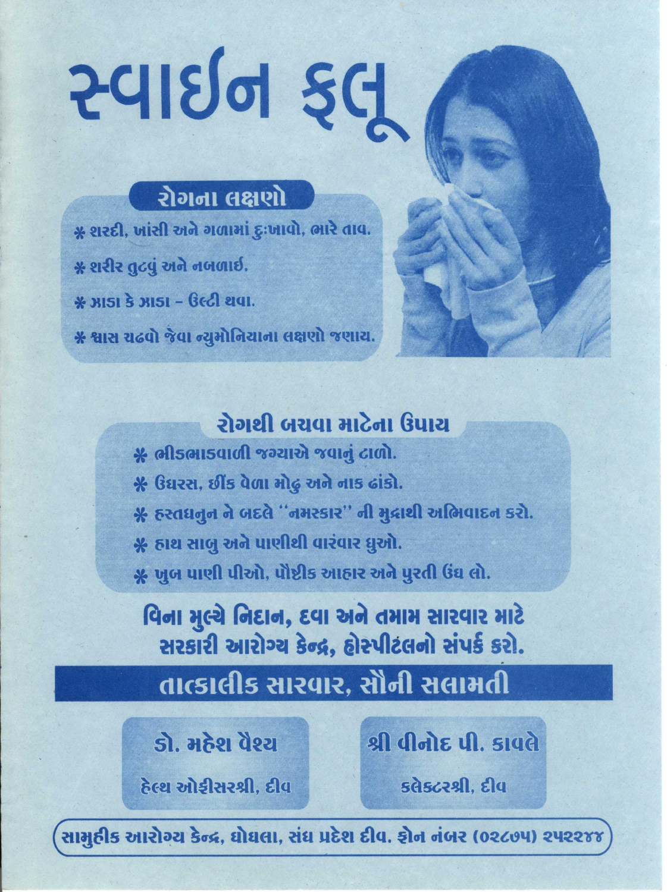# સ્વાઈન ફલૂ

## રોગના લક્ષણો

* શરદી, ખાંસી અને ગળામાં દુ:ખાવો, ભારે તાવ.
* શરીર તુટવું અને નબળાઈ.
* ઝાડા કે ઝાડા - ઉલ્ટી થવા.
* શ્વાસ ચઢવો જેવા ન્યુમોનિયાના લક્ષણો જણાય.

## રોગથી બચવા માટેના ઉપાય

* ભીડભાડવાળી જગ્યાએ જવાનું ટાળો.
* ઉધરસ, છીંક વેળા મોઢુ અને નાક ઢાંકો.
* હસ્તધનુન ને બદલે "નમસ્કાર" ની મુદ્રાથી અભિવાદન કરો.
* હાથ સાબુ અને પાણીથી વારંવાર ધુઓ.
* ખુબ પાણી પીઓ, પૌષ્ટીક આહાર અને પુરતી ઉંઘ લો.

**વિના મુલ્યે નિદાન, દવા અને તમામ સારવાર માટે સરકારી આરોગ્ય કેન્દ્ર, હોસ્પીટલનો સંપર્ક કરો.**

## તાત્કાલીક સારવાર, સૌની સલામતી

**ડો. મહેશ વૈશ્ય**
હેલ્થ ઓફીસરશ્રી, દીવ

**શ્રી વીનોદ પી. કાવલે**
કલેક્ટરશ્રી, દીવ

સામુહીક આરોગ્ય કેન્દ્ર, ઘોઘલા, સંઘ પ્રદેશ દીવ. ફોન નંબર (૦૨૮૭૫) ૨૫૨૨૪૪